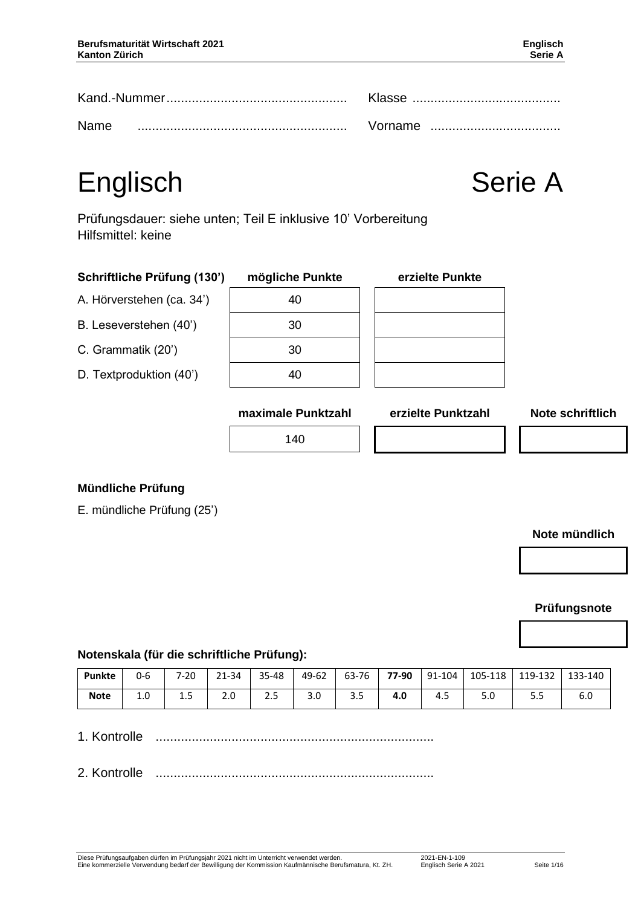Kand.-Nummer................................................ Klasse ........................................

Name ......................................................... Vorname ...................................

# Englisch Serie A

Prüfungsdauer: siehe unten; Teil E inklusive 10’ Vorbereitung
Hilfsmittel: keine

| Schriftliche Prüfung (130’) | mögliche Punkte | erzielte Punkte |
|---|---|---|
| A. Hörverstehen (ca. 34’) | 40 | |
| B. Leseverstehen (40’) | 30 | |
| C. Grammatik (20’) | 30 | |
| D. Textproduktion (40’) | 40 | |

| maximale Punktzahl | erzielte Punktzahl | Note schriftlich |
|---|---|---|
| 140 | | |

**Mündliche Prüfung**

E. mündliche Prüfung (25’)

| Note mündlich |
|---|
| |

| Prüfungsnote |
|---|
| |

**Notenskala (für die schriftliche Prüfung):**

| **Punkte** | 0-6 | 7-20 | 21-34 | 35-48 | 49-62 | 63-76 | **77-90** | 91-104 | 105-118 | 119-132 | 133-140 |
|---|---|---|---|---|---|---|---|---|---|---|---|
| **Note** | 1.0 | 1.5 | 2.0 | 2.5 | 3.0 | 3.5 | **4.0** | 4.5 | 5.0 | 5.5 | 6.0 |

1. Kontrolle ............................................................................

2. Kontrolle ............................................................................

Diese Prüfungsaufgaben dürfen im Prüfungsjahr 2021 nicht im Unterricht verwendet werden.
Eine kommerzielle Verwendung bedarf der Bewilligung der Kommission Kaufmännische Berufsmatura, Kt. ZH.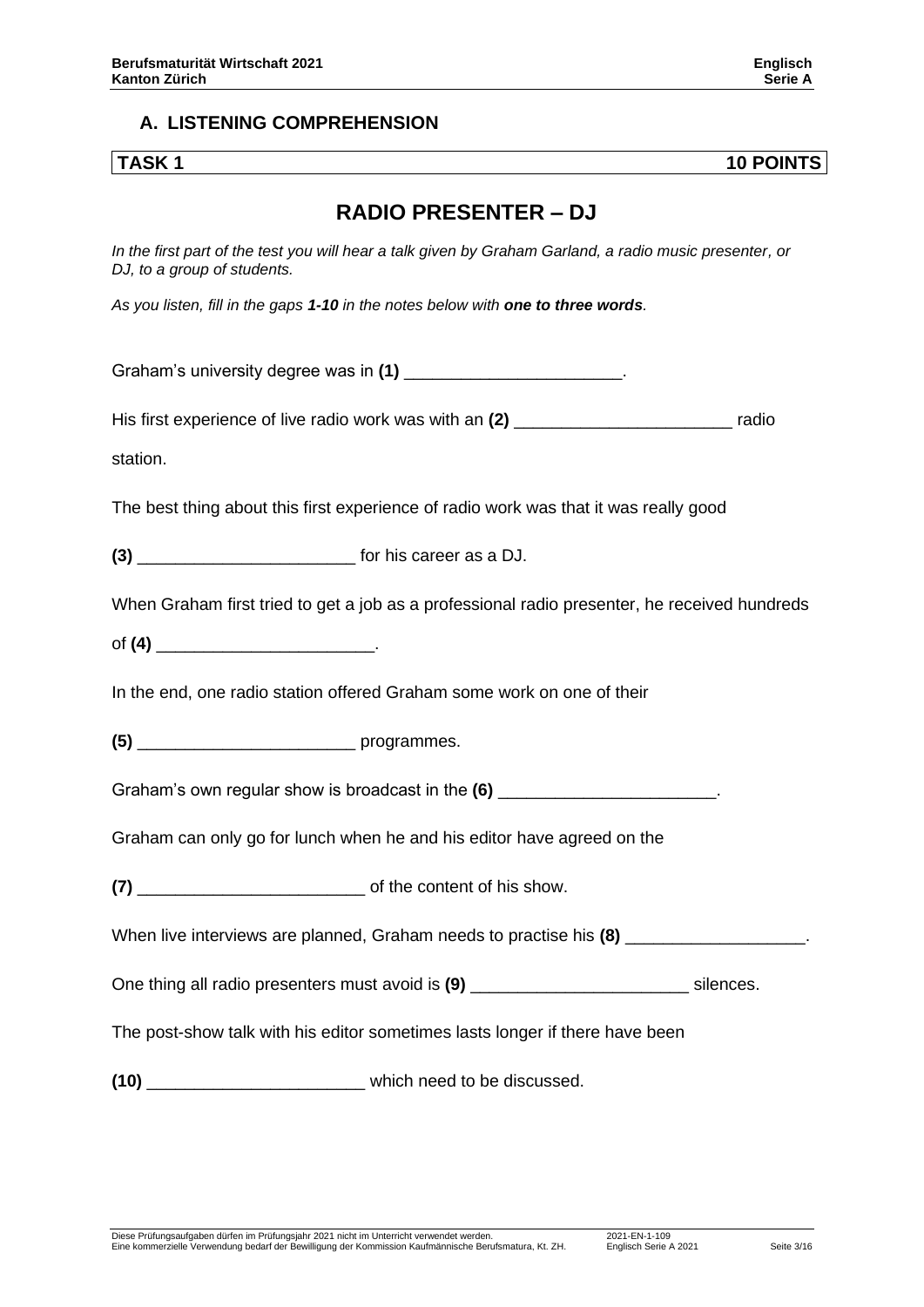## A. LISTENING COMPREHENSION

| TASK 1 | 10 POINTS |
| --- | --- |

# RADIO PRESENTER – DJ

*In the first part of the test you will hear a talk given by Graham Garland, a radio music presenter, or DJ, to a group of students.*

*As you listen, fill in the gaps **1-10** in the notes below with **one to three words**.*

Graham's university degree was in **(1)** _______________________.

His first experience of live radio work was with an **(2)** _______________________ radio station.

The best thing about this first experience of radio work was that it was really good **(3)** _______________________ for his career as a DJ.

When Graham first tried to get a job as a professional radio presenter, he received hundreds of **(4)** _______________________.

In the end, one radio station offered Graham some work on one of their **(5)** _______________________ programmes.

Graham's own regular show is broadcast in the **(6)** _______________________.

Graham can only go for lunch when he and his editor have agreed on the **(7)** ________________________ of the content of his show.

When live interviews are planned, Graham needs to practise his **(8)** ___________________.

One thing all radio presenters must avoid is **(9)** _______________________ silences.

The post-show talk with his editor sometimes lasts longer if there have been **(10)** _______________________ which need to be discussed.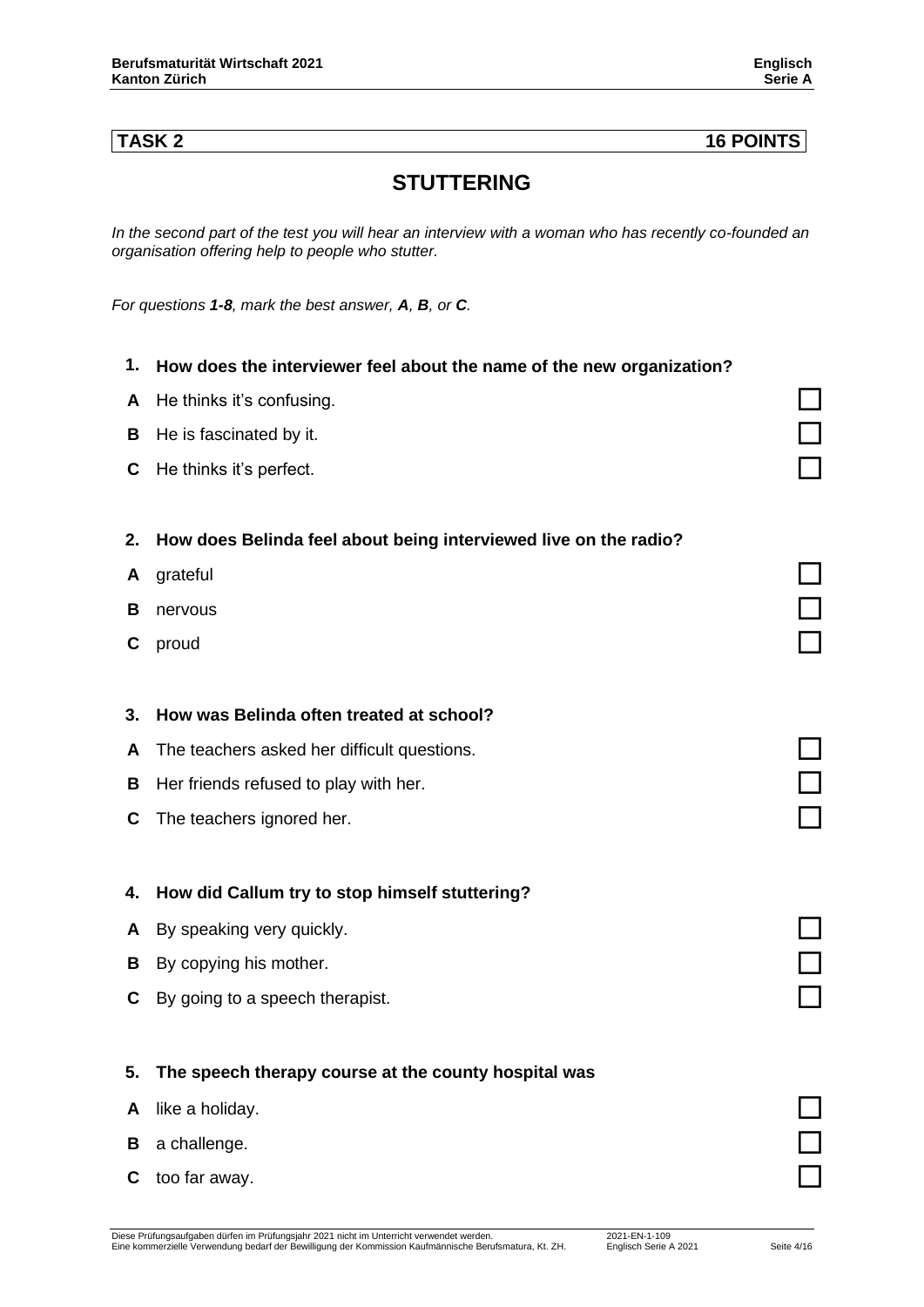**TASK 2 — 16 POINTS**

## STUTTERING

*In the second part of the test you will hear an interview with a woman who has recently co-founded an organisation offering help to people who stutter.*

*For questions **1-8**, mark the best answer, **A**, **B**, or **C**.*

**1. How does the interviewer feel about the name of the new organization?**

- **A** He thinks it's confusing. ☐
- **B** He is fascinated by it. ☐
- **C** He thinks it's perfect. ☐

**2. How does Belinda feel about being interviewed live on the radio?**

- **A** grateful ☐
- **B** nervous ☐
- **C** proud ☐

**3. How was Belinda often treated at school?**

- **A** The teachers asked her difficult questions. ☐
- **B** Her friends refused to play with her. ☐
- **C** The teachers ignored her. ☐

**4. How did Callum try to stop himself stuttering?**

- **A** By speaking very quickly. ☐
- **B** By copying his mother. ☐
- **C** By going to a speech therapist. ☐

**5. The speech therapy course at the county hospital was**

- **A** like a holiday. ☐
- **B** a challenge. ☐
- **C** too far away. ☐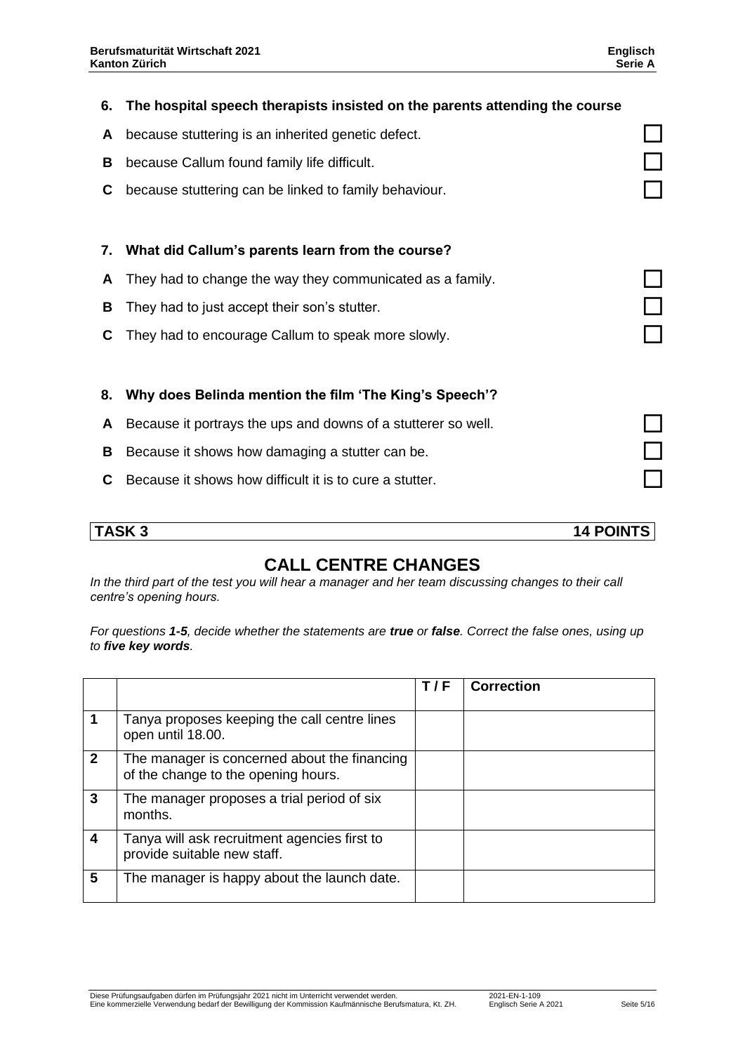**6. The hospital speech therapists insisted on the parents attending the course**

**A** because stuttering is an inherited genetic defect. ☐

**B** because Callum found family life difficult. ☐

**C** because stuttering can be linked to family behaviour. ☐

**7. What did Callum's parents learn from the course?**

**A** They had to change the way they communicated as a family. ☐

**B** They had to just accept their son's stutter. ☐

**C** They had to encourage Callum to speak more slowly. ☐

**8. Why does Belinda mention the film 'The King's Speech'?**

**A** Because it portrays the ups and downs of a stutterer so well. ☐

**B** Because it shows how damaging a stutter can be. ☐

**C** Because it shows how difficult it is to cure a stutter. ☐

## TASK 3 — 14 POINTS

## CALL CENTRE CHANGES

*In the third part of the test you will hear a manager and her team discussing changes to their call centre's opening hours.*

*For questions **1-5**, decide whether the statements are **true** or **false**. Correct the false ones, using up to **five key words**.*

| | | T / F | Correction |
|---|---|---|---|
| **1** | Tanya proposes keeping the call centre lines open until 18.00. | | |
| **2** | The manager is concerned about the financing of the change to the opening hours. | | |
| **3** | The manager proposes a trial period of six months. | | |
| **4** | Tanya will ask recruitment agencies first to provide suitable new staff. | | |
| **5** | The manager is happy about the launch date. | | |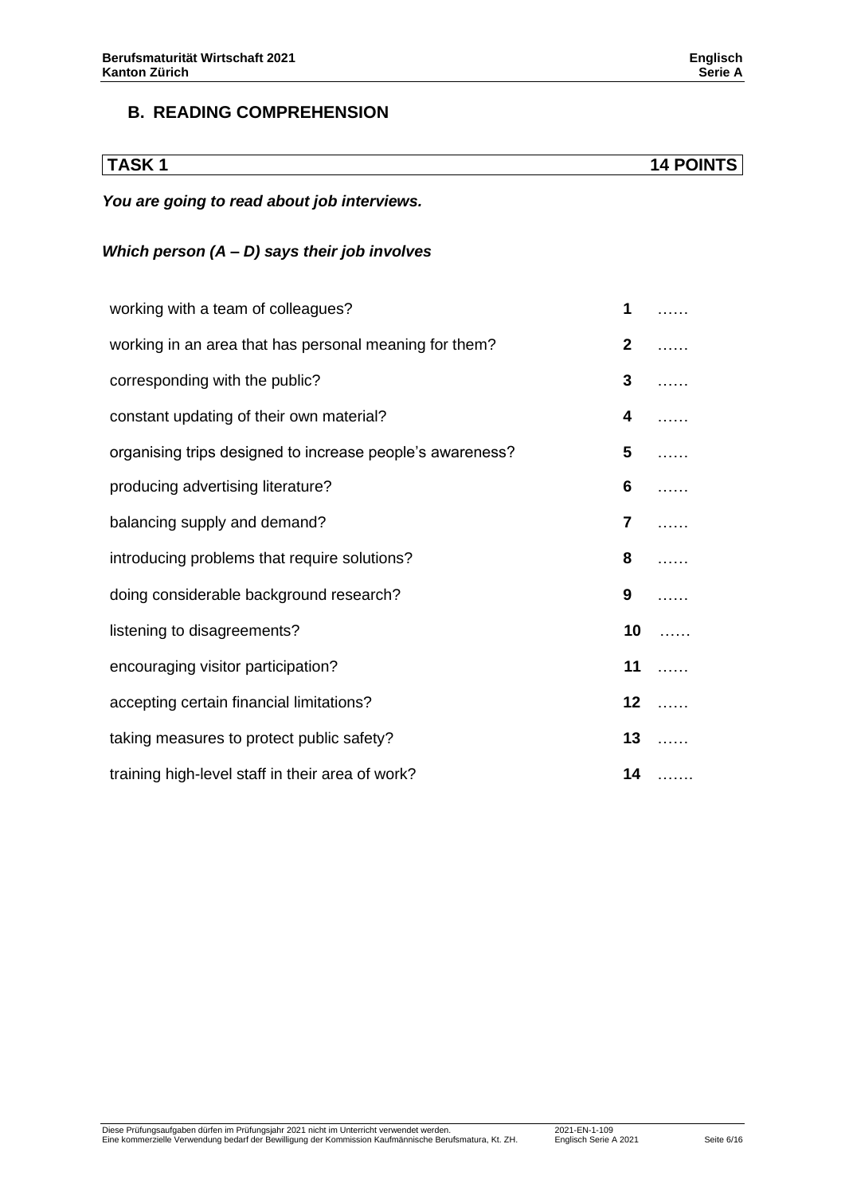## B. READING COMPREHENSION

| TASK 1 | 14 POINTS |
|---|---|

***You are going to read about job interviews.***

***Which person (A – D) says their job involves***

| | | |
|---|---|---|
| working with a team of colleagues? | **1** | …… |
| working in an area that has personal meaning for them? | **2** | …… |
| corresponding with the public? | **3** | …… |
| constant updating of their own material? | **4** | …… |
| organising trips designed to increase people's awareness? | **5** | …… |
| producing advertising literature? | **6** | …… |
| balancing supply and demand? | **7** | …… |
| introducing problems that require solutions? | **8** | …… |
| doing considerable background research? | **9** | …… |
| listening to disagreements? | **10** | …… |
| encouraging visitor participation? | **11** | …… |
| accepting certain financial limitations? | **12** | …… |
| taking measures to protect public safety? | **13** | …… |
| training high-level staff in their area of work? | **14** | ……. |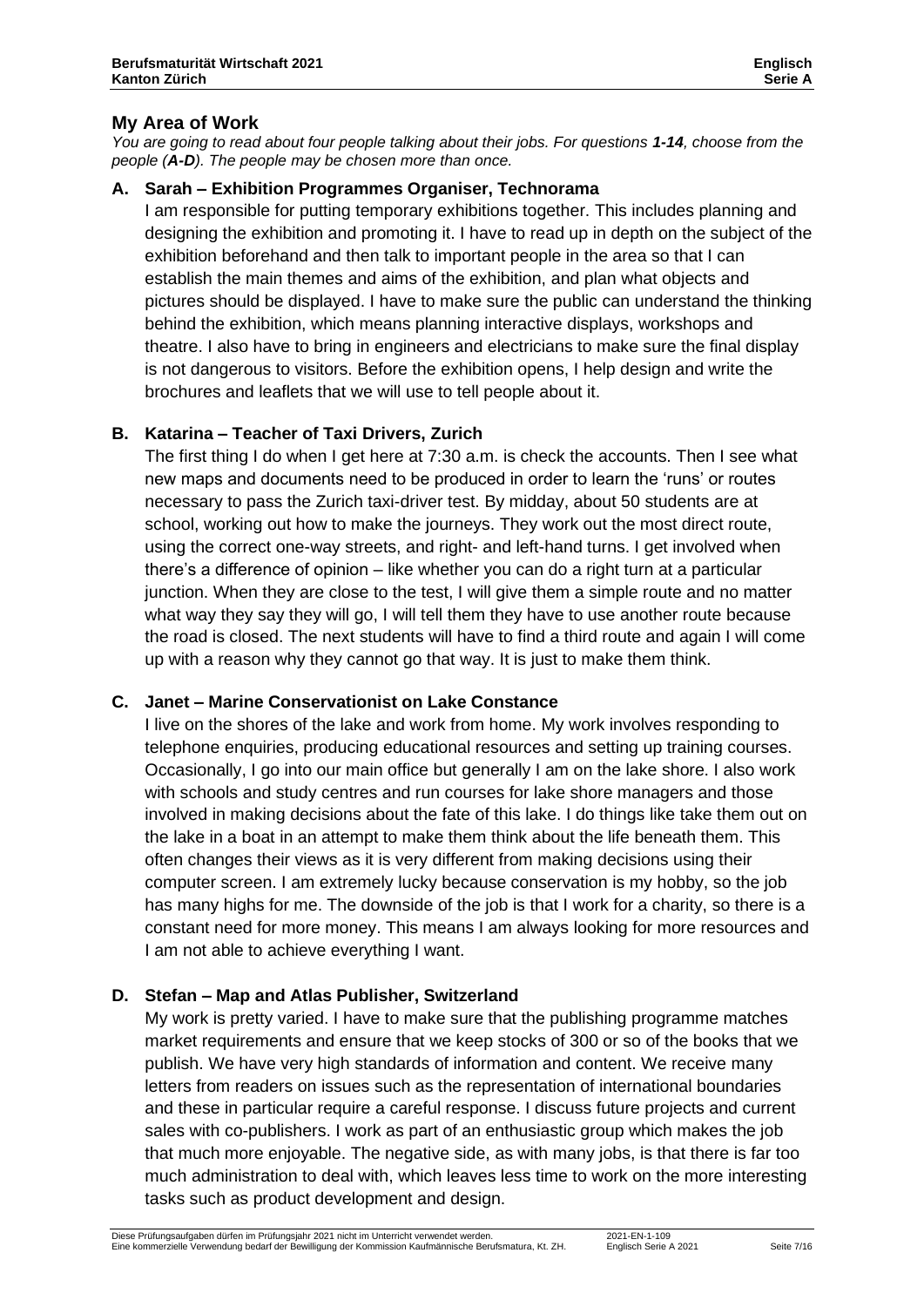## My Area of Work

*You are going to read about four people talking about their jobs. For questions **1-14**, choose from the people (**A-D**). The people may be chosen more than once.*

### A. Sarah – Exhibition Programmes Organiser, Technorama

I am responsible for putting temporary exhibitions together. This includes planning and designing the exhibition and promoting it. I have to read up in depth on the subject of the exhibition beforehand and then talk to important people in the area so that I can establish the main themes and aims of the exhibition, and plan what objects and pictures should be displayed. I have to make sure the public can understand the thinking behind the exhibition, which means planning interactive displays, workshops and theatre. I also have to bring in engineers and electricians to make sure the final display is not dangerous to visitors. Before the exhibition opens, I help design and write the brochures and leaflets that we will use to tell people about it.

### B. Katarina – Teacher of Taxi Drivers, Zurich

The first thing I do when I get here at 7:30 a.m. is check the accounts. Then I see what new maps and documents need to be produced in order to learn the 'runs' or routes necessary to pass the Zurich taxi-driver test. By midday, about 50 students are at school, working out how to make the journeys. They work out the most direct route, using the correct one-way streets, and right- and left-hand turns. I get involved when there's a difference of opinion – like whether you can do a right turn at a particular junction. When they are close to the test, I will give them a simple route and no matter what way they say they will go, I will tell them they have to use another route because the road is closed. The next students will have to find a third route and again I will come up with a reason why they cannot go that way. It is just to make them think.

### C. Janet – Marine Conservationist on Lake Constance

I live on the shores of the lake and work from home. My work involves responding to telephone enquiries, producing educational resources and setting up training courses. Occasionally, I go into our main office but generally I am on the lake shore. I also work with schools and study centres and run courses for lake shore managers and those involved in making decisions about the fate of this lake. I do things like take them out on the lake in a boat in an attempt to make them think about the life beneath them. This often changes their views as it is very different from making decisions using their computer screen. I am extremely lucky because conservation is my hobby, so the job has many highs for me. The downside of the job is that I work for a charity, so there is a constant need for more money. This means I am always looking for more resources and I am not able to achieve everything I want.

### D. Stefan – Map and Atlas Publisher, Switzerland

My work is pretty varied. I have to make sure that the publishing programme matches market requirements and ensure that we keep stocks of 300 or so of the books that we publish. We have very high standards of information and content. We receive many letters from readers on issues such as the representation of international boundaries and these in particular require a careful response. I discuss future projects and current sales with co-publishers. I work as part of an enthusiastic group which makes the job that much more enjoyable. The negative side, as with many jobs, is that there is far too much administration to deal with, which leaves less time to work on the more interesting tasks such as product development and design.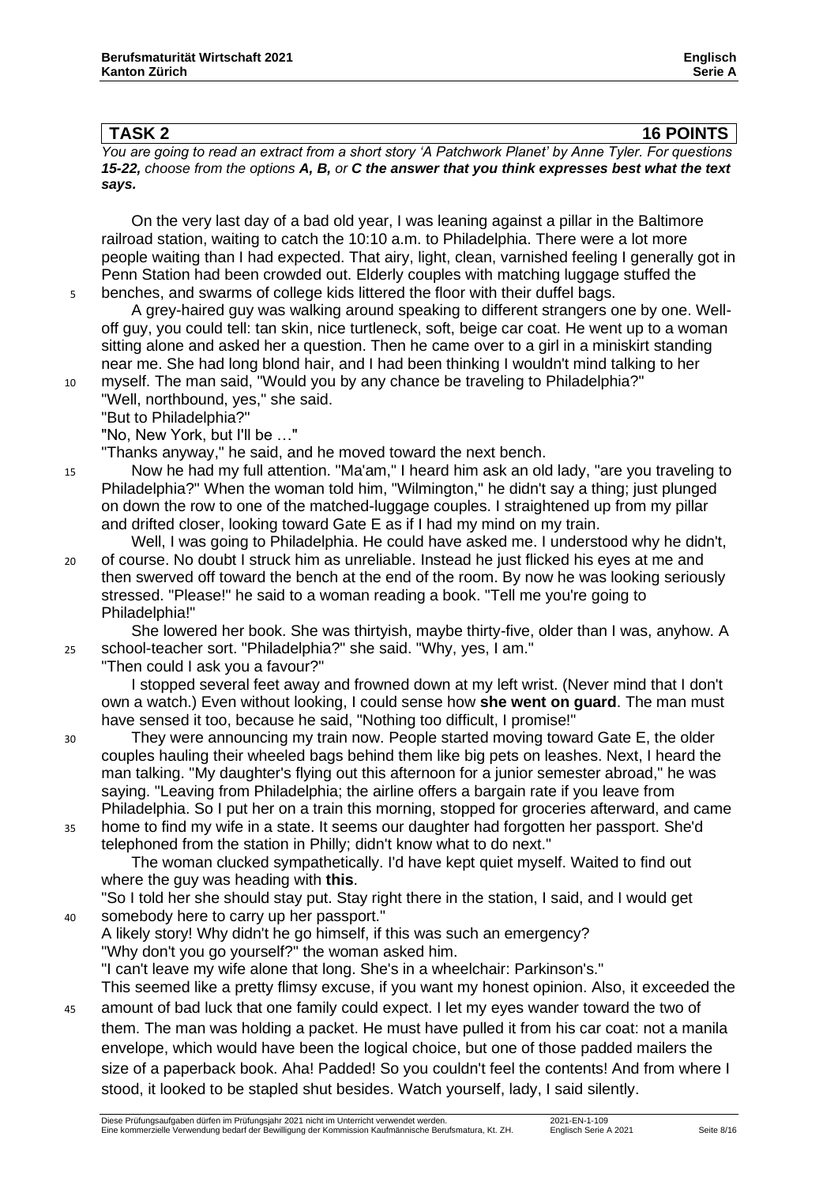## TASK 2 16 POINTS

*You are going to read an extract from a short story 'A Patchwork Planet' by Anne Tyler. For questions **15-22,** choose from the options **A, B,** or **C** the answer that you think expresses best what the text says.*

On the very last day of a bad old year, I was leaning against a pillar in the Baltimore railroad station, waiting to catch the 10:10 a.m. to Philadelphia. There were a lot more people waiting than I had expected. That airy, light, clean, varnished feeling I generally got in Penn Station had been crowded out. Elderly couples with matching luggage stuffed the benches, and swarms of college kids littered the floor with their duffel bags.

A grey-haired guy was walking around speaking to different strangers one by one. Well-off guy, you could tell: tan skin, nice turtleneck, soft, beige car coat. He went up to a woman sitting alone and asked her a question. Then he came over to a girl in a miniskirt standing near me. She had long blond hair, and I had been thinking I wouldn't mind talking to her myself. The man said, "Would you by any chance be traveling to Philadelphia?"

"Well, northbound, yes," she said.

"But to Philadelphia?"

"No, New York, but I'll be …"

"Thanks anyway," he said, and he moved toward the next bench.

Now he had my full attention. "Ma'am," I heard him ask an old lady, "are you traveling to Philadelphia?" When the woman told him, "Wilmington," he didn't say a thing; just plunged on down the row to one of the matched-luggage couples. I straightened up from my pillar and drifted closer, looking toward Gate E as if I had my mind on my train.

Well, I was going to Philadelphia. He could have asked me. I understood why he didn't, of course. No doubt I struck him as unreliable. Instead he just flicked his eyes at me and then swerved off toward the bench at the end of the room. By now he was looking seriously stressed. "Please!" he said to a woman reading a book. "Tell me you're going to Philadelphia!"

She lowered her book. She was thirtyish, maybe thirty-five, older than I was, anyhow. A school-teacher sort. "Philadelphia?" she said. "Why, yes, I am."

"Then could I ask you a favour?"

I stopped several feet away and frowned down at my left wrist. (Never mind that I don't own a watch.) Even without looking, I could sense how **she went on guard**. The man must have sensed it too, because he said, "Nothing too difficult, I promise!"

They were announcing my train now. People started moving toward Gate E, the older couples hauling their wheeled bags behind them like big pets on leashes. Next, I heard the man talking. "My daughter's flying out this afternoon for a junior semester abroad," he was saying. "Leaving from Philadelphia; the airline offers a bargain rate if you leave from Philadelphia. So I put her on a train this morning, stopped for groceries afterward, and came home to find my wife in a state. It seems our daughter had forgotten her passport. She'd telephoned from the station in Philly; didn't know what to do next."

The woman clucked sympathetically. I'd have kept quiet myself. Waited to find out where the guy was heading with **this**.

"So I told her she should stay put. Stay right there in the station, I said, and I would get somebody here to carry up her passport."

A likely story! Why didn't he go himself, if this was such an emergency?

"Why don't you go yourself?" the woman asked him.

"I can't leave my wife alone that long. She's in a wheelchair: Parkinson's."

This seemed like a pretty flimsy excuse, if you want my honest opinion. Also, it exceeded the amount of bad luck that one family could expect. I let my eyes wander toward the two of them. The man was holding a packet. He must have pulled it from his car coat: not a manila envelope, which would have been the logical choice, but one of those padded mailers the size of a paperback book. Aha! Padded! So you couldn't feel the contents! And from where I stood, it looked to be stapled shut besides. Watch yourself, lady, I said silently.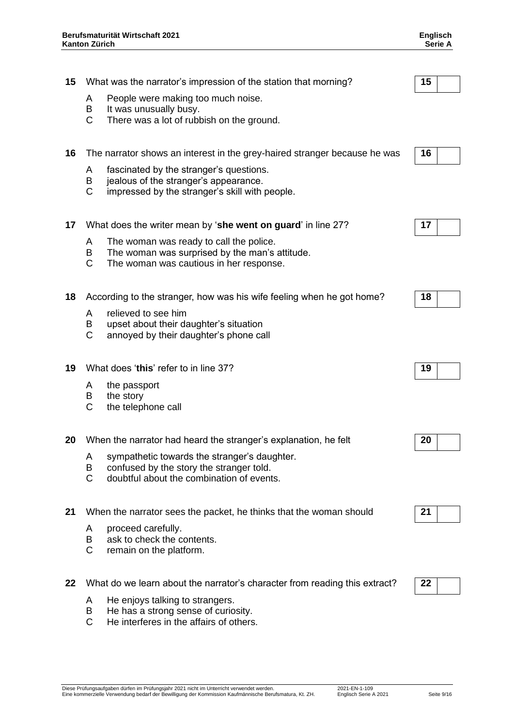**15** What was the narrator's impression of the station that morning? **15** ___

- A People were making too much noise.
- B It was unusually busy.
- C There was a lot of rubbish on the ground.

**16** The narrator shows an interest in the grey-haired stranger because he was **16** ___

- A fascinated by the stranger's questions.
- B jealous of the stranger's appearance.
- C impressed by the stranger's skill with people.

**17** What does the writer mean by '**she went on guard**' in line 27? **17** ___

- A The woman was ready to call the police.
- B The woman was surprised by the man's attitude.
- C The woman was cautious in her response.

**18** According to the stranger, how was his wife feeling when he got home? **18** ___

- A relieved to see him
- B upset about their daughter's situation
- C annoyed by their daughter's phone call

**19** What does '**this**' refer to in line 37? **19** ___

- A the passport
- B the story
- C the telephone call

**20** When the narrator had heard the stranger's explanation, he felt **20** ___

- A sympathetic towards the stranger's daughter.
- B confused by the story the stranger told.
- C doubtful about the combination of events.

**21** When the narrator sees the packet, he thinks that the woman should **21** ___

- A proceed carefully.
- B ask to check the contents.
- C remain on the platform.

**22** What do we learn about the narrator's character from reading this extract? **22** ___

- A He enjoys talking to strangers.
- B He has a strong sense of curiosity.
- C He interferes in the affairs of others.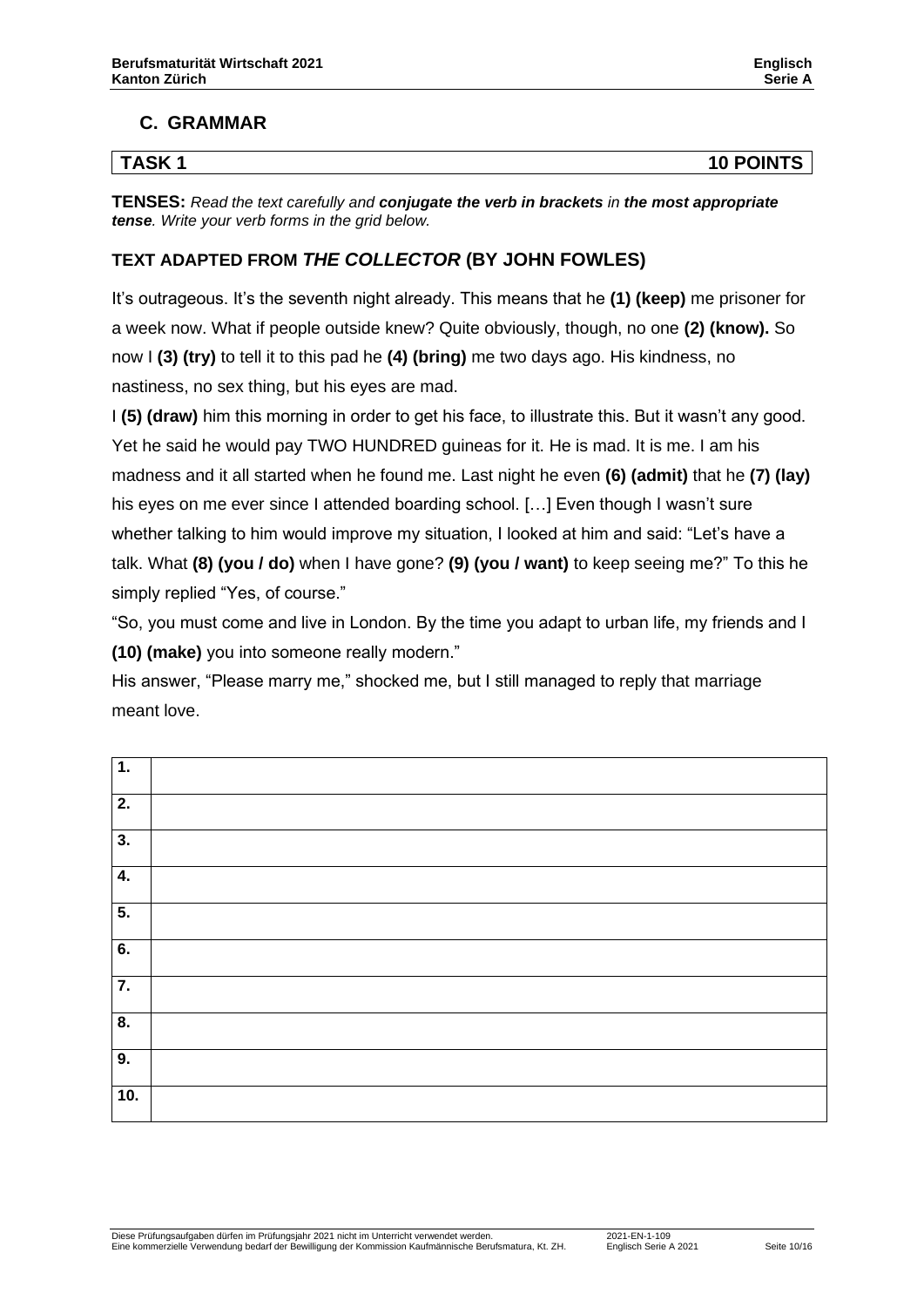## C. GRAMMAR

| TASK 1 | 10 POINTS |
| --- | --- |

**TENSES:** *Read the text carefully and **conjugate the verb in brackets** in **the most appropriate tense**. Write your verb forms in the grid below.*

### TEXT ADAPTED FROM *THE COLLECTOR* (BY JOHN FOWLES)

It's outrageous. It's the seventh night already. This means that he **(1) (keep)** me prisoner for a week now. What if people outside knew? Quite obviously, though, no one **(2) (know).** So now I **(3) (try)** to tell it to this pad he **(4) (bring)** me two days ago. His kindness, no nastiness, no sex thing, but his eyes are mad.

I **(5) (draw)** him this morning in order to get his face, to illustrate this. But it wasn't any good. Yet he said he would pay TWO HUNDRED guineas for it. He is mad. It is me. I am his madness and it all started when he found me. Last night he even **(6) (admit)** that he **(7) (lay)** his eyes on me ever since I attended boarding school. […] Even though I wasn't sure whether talking to him would improve my situation, I looked at him and said: "Let's have a talk. What **(8) (you / do)** when I have gone? **(9) (you / want)** to keep seeing me?" To this he simply replied "Yes, of course."

"So, you must come and live in London. By the time you adapt to urban life, my friends and I **(10) (make)** you into someone really modern."

His answer, "Please marry me," shocked me, but I still managed to reply that marriage meant love.

| | |
| --- | --- |
| **1.** | |
| **2.** | |
| **3.** | |
| **4.** | |
| **5.** | |
| **6.** | |
| **7.** | |
| **8.** | |
| **9.** | |
| **10.** | |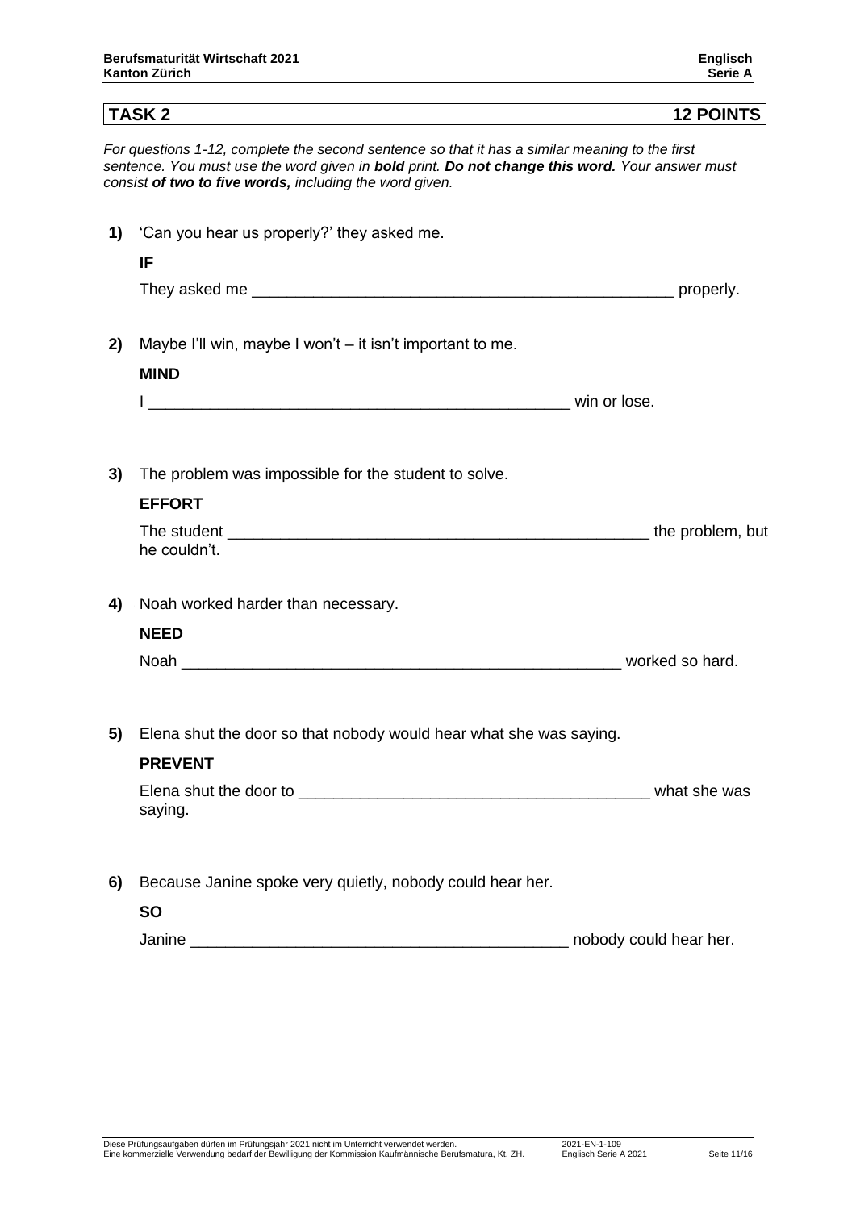## TASK 2 — 12 POINTS

*For questions 1-12, complete the second sentence so that it has a similar meaning to the first sentence. You must use the word given in **bold** print. **Do not change this word.** Your answer must consist **of two to five words,** including the word given.*

**1)** 'Can you hear us properly?' they asked me.

**IF**

They asked me __________________________________________________ properly.

**2)** Maybe I'll win, maybe I won't – it isn't important to me.

**MIND**

I __________________________________________________ win or lose.

**3)** The problem was impossible for the student to solve.

**EFFORT**

The student __________________________________________________ the problem, but he couldn't.

**4)** Noah worked harder than necessary.

**NEED**

Noah __________________________________________________ worked so hard.

**5)** Elena shut the door so that nobody would hear what she was saying.

**PREVENT**

Elena shut the door to ________________________________________ what she was saying.

**6)** Because Janine spoke very quietly, nobody could hear her.

**SO**

Janine ___________________________________________ nobody could hear her.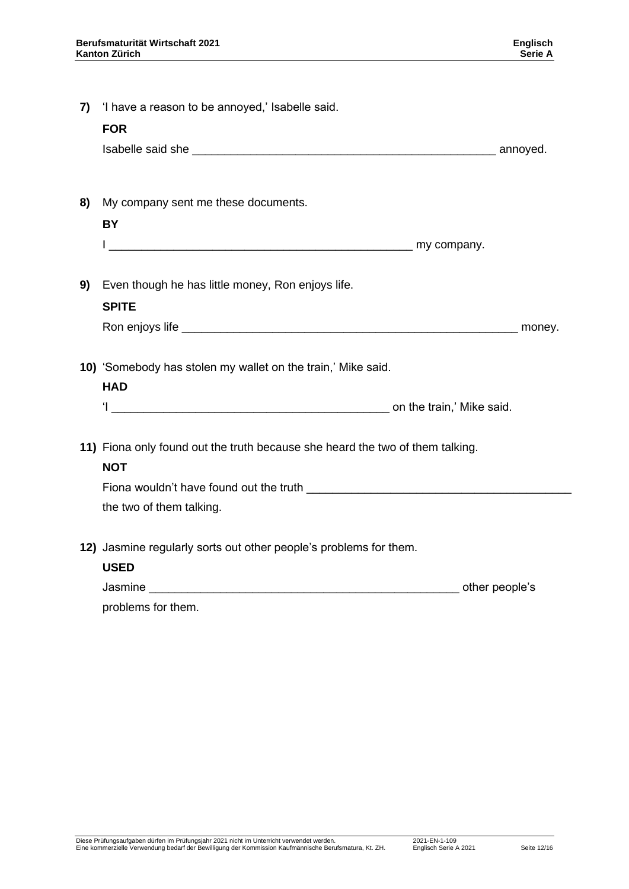**7)** 'I have a reason to be annoyed,' Isabelle said.

**FOR**

Isabelle said she ________________________________________________ annoyed.

**8)** My company sent me these documents.

**BY**

I ________________________________________________ my company.

**9)** Even though he has little money, Ron enjoys life.

**SPITE**

Ron enjoys life ____________________________________________________ money.

**10)** 'Somebody has stolen my wallet on the train,' Mike said.

**HAD**

'I ____________________________________________ on the train,' Mike said.

**11)** Fiona only found out the truth because she heard the two of them talking.

**NOT**

Fiona wouldn't have found out the truth __________________________________________ the two of them talking.

**12)** Jasmine regularly sorts out other people's problems for them.

**USED**

Jasmine _________________________________________________ other people's problems for them.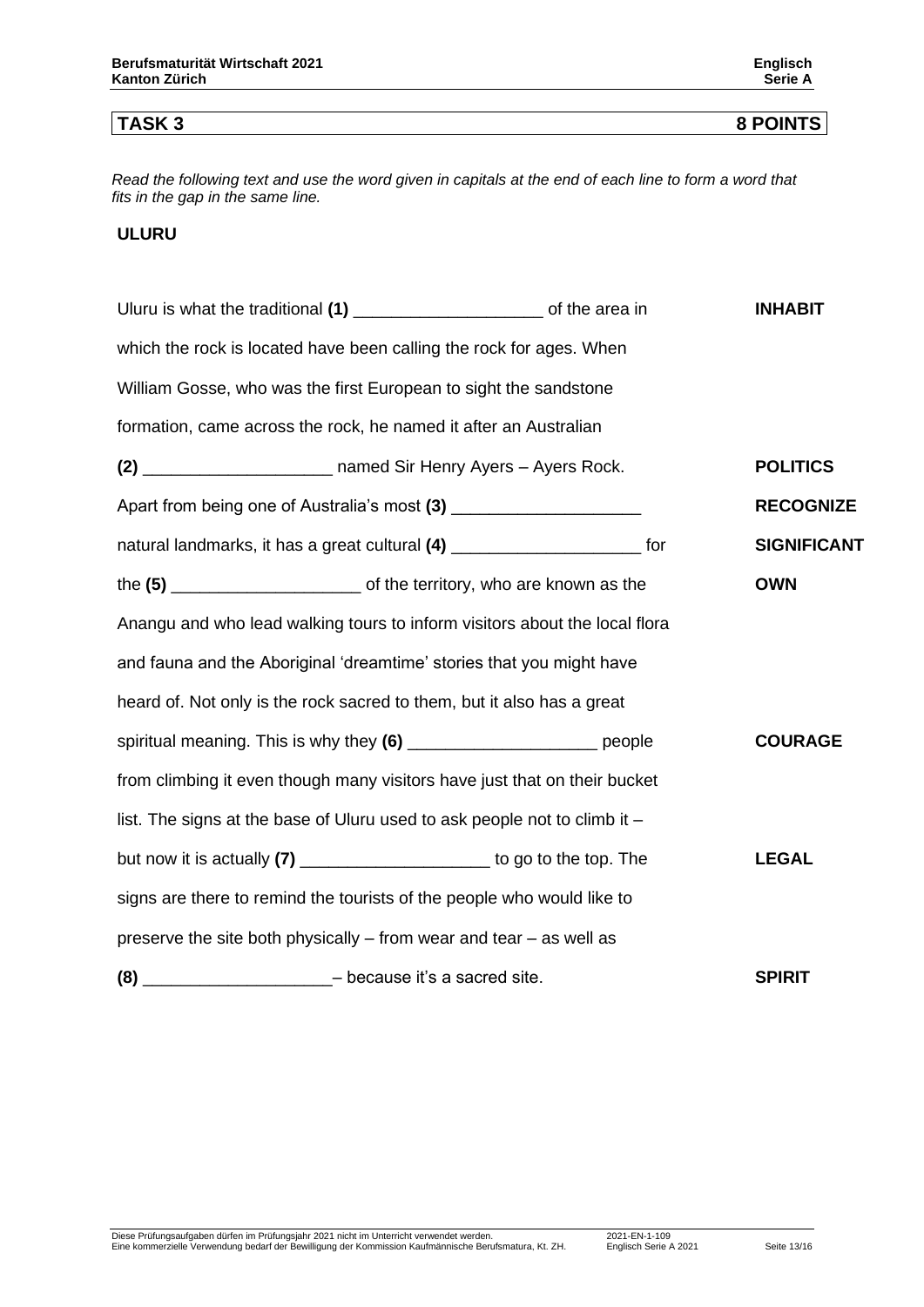## TASK 3 — 8 POINTS

*Read the following text and use the word given in capitals at the end of each line to form a word that fits in the gap in the same line.*

**ULURU**

| | |
|---|---|
| Uluru is what the traditional **(1)** ____________________ of the area in | **INHABIT** |
| which the rock is located have been calling the rock for ages. When | |
| William Gosse, who was the first European to sight the sandstone | |
| formation, came across the rock, he named it after an Australian | |
| **(2)** ____________________ named Sir Henry Ayers – Ayers Rock. | **POLITICS** |
| Apart from being one of Australia's most **(3)** ____________________ | **RECOGNIZE** |
| natural landmarks, it has a great cultural **(4)** ____________________ for | **SIGNIFICANT** |
| the **(5)** ____________________ of the territory, who are known as the | **OWN** |
| Anangu and who lead walking tours to inform visitors about the local flora | |
| and fauna and the Aboriginal 'dreamtime' stories that you might have | |
| heard of. Not only is the rock sacred to them, but it also has a great | |
| spiritual meaning. This is why they **(6)** ____________________ people | **COURAGE** |
| from climbing it even though many visitors have just that on their bucket | |
| list. The signs at the base of Uluru used to ask people not to climb it – | |
| but now it is actually **(7)** ____________________ to go to the top. The | **LEGAL** |
| signs are there to remind the tourists of the people who would like to | |
| preserve the site both physically – from wear and tear – as well as | |
| **(8)** ____________________– because it's a sacred site. | **SPIRIT** |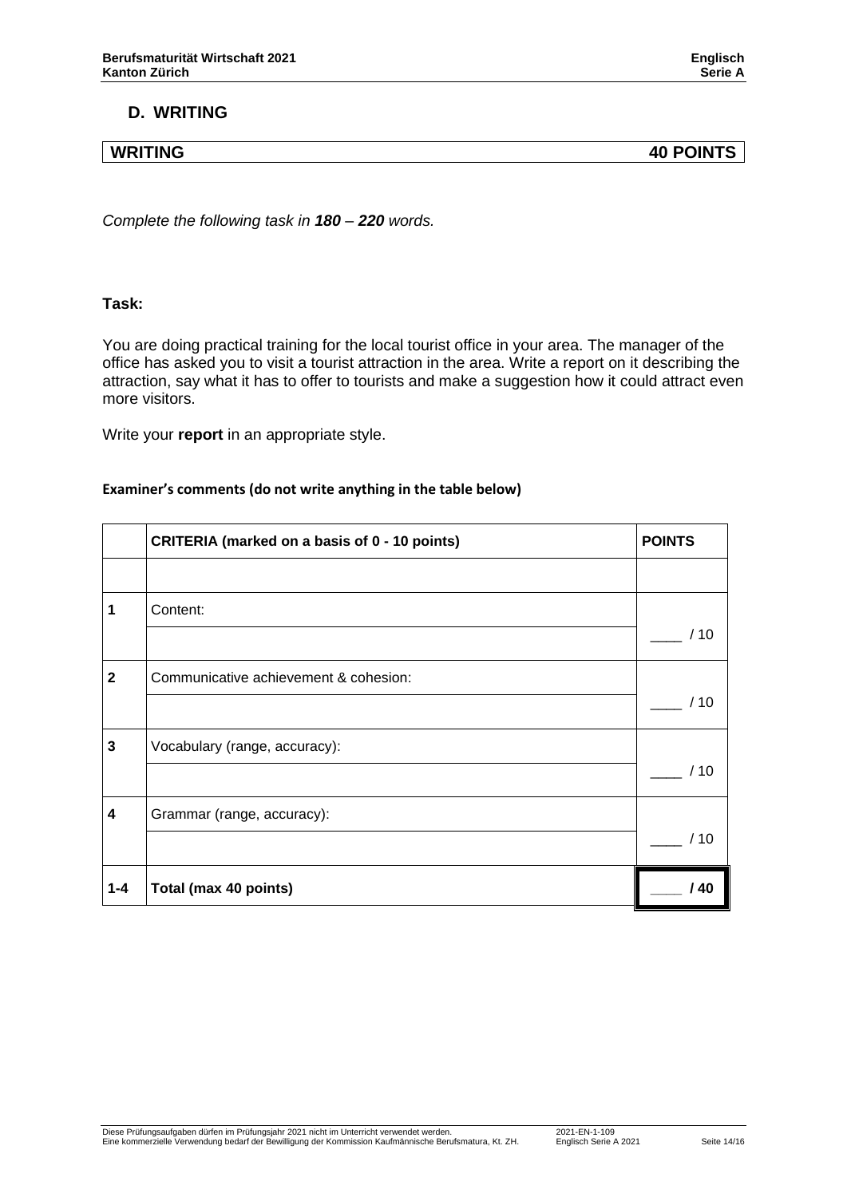## D. WRITING

| WRITING | 40 POINTS |
|---|---|

*Complete the following task in **180** – **220** words.*

**Task:**

You are doing practical training for the local tourist office in your area. The manager of the office has asked you to visit a tourist attraction in the area. Write a report on it describing the attraction, say what it has to offer to tourists and make a suggestion how it could attract even more visitors.

Write your **report** in an appropriate style.

**Examiner's comments (do not write anything in the table below)**

| | CRITERIA (marked on a basis of 0 - 10 points) | POINTS |
|---|---|---|
| | | |
| 1 | Content: | ____ / 10 |
| | | |
| 2 | Communicative achievement & cohesion: | ____ / 10 |
| | | |
| 3 | Vocabulary (range, accuracy): | ____ / 10 |
| | | |
| 4 | Grammar (range, accuracy): | ____ / 10 |
| | | |
| 1-4 | **Total (max 40 points)** | **____ / 40** |